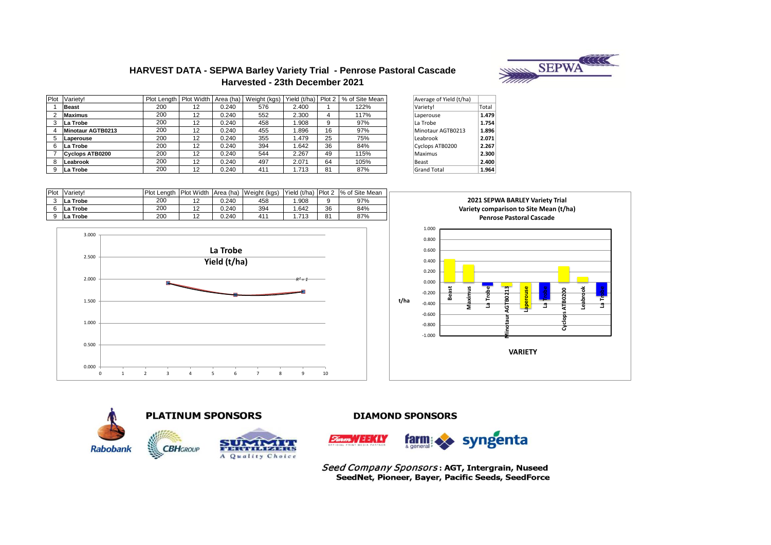# HARVEST DATA - SEPWA Barley Variety Trial - Penrose Pastoral Cascade

## Harvested - 23th December 2021

| Plot | Variety! | Plot Length | Plot Width | Area (ha) | Weight (kgs) | Yield (t/ha) | Plot 2 | % of Site Mean |
|---|---|---|---|---|---|---|---|---|
| 1 | **Beast** | 200 | 12 | 0.240 | 576 | 2.400 | 1 | 122% |
| 2 | **Maximus** | 200 | 12 | 0.240 | 552 | 2.300 | 4 | 117% |
| 3 | **La Trobe** | 200 | 12 | 0.240 | 458 | 1.908 | 9 | 97% |
| 4 | **Minotaur AGTB0213** | 200 | 12 | 0.240 | 455 | 1.896 | 16 | 97% |
| 5 | **Laperouse** | 200 | 12 | 0.240 | 355 | 1.479 | 25 | 75% |
| 6 | **La Trobe** | 200 | 12 | 0.240 | 394 | 1.642 | 36 | 84% |
| 7 | **Cyclops ATB0200** | 200 | 12 | 0.240 | 544 | 2.267 | 49 | 115% |
| 8 | **Leabrook** | 200 | 12 | 0.240 | 497 | 2.071 | 64 | 105% |
| 9 | **La Trobe** | 200 | 12 | 0.240 | 411 | 1.713 | 81 | 87% |

| Average of Yield (t/ha) | |
|---|---|
| Variety! | Total |
| Laperouse | **1.479** |
| La Trobe | **1.754** |
| Minotaur AGTB0213 | **1.896** |
| Leabrook | **2.071** |
| Cyclops ATB0200 | **2.267** |
| Maximus | **2.300** |
| Beast | **2.400** |
| Grand Total | **1.964** |

| Plot | Variety! | Plot Length | Plot Width | Area (ha) | Weight (kgs) | Yield (t/ha) | Plot 2 | % of Site Mean |
|---|---|---|---|---|---|---|---|---|
| 3 | **La Trobe** | 200 | 12 | 0.240 | 458 | 1.908 | 9 | 97% |
| 6 | **La Trobe** | 200 | 12 | 0.240 | 394 | 1.642 | 36 | 84% |
| 9 | **La Trobe** | 200 | 12 | 0.240 | 411 | 1.713 | 81 | 87% |

**La Trobe Yield (t/ha)**

$R^2 = 1$

**2021 SEPWA BARLEY Variety Trial**
**Variety comparison to Site Mean (t/ha)**
**Penrose Pastoral Cascade**

t/ha

**VARIETY**

## PLATINUM SPONSORS

Rabobank, CBH GROUP, SUMMIT FERTILIZERS A Quality Choice

## DIAMOND SPONSORS

Farm WEEKLY, farm & general, syngenta

*Seed Company Sponsors*: **AGT, Intergrain, Nuseed SeedNet, Pioneer, Bayer, Pacific Seeds, SeedForce**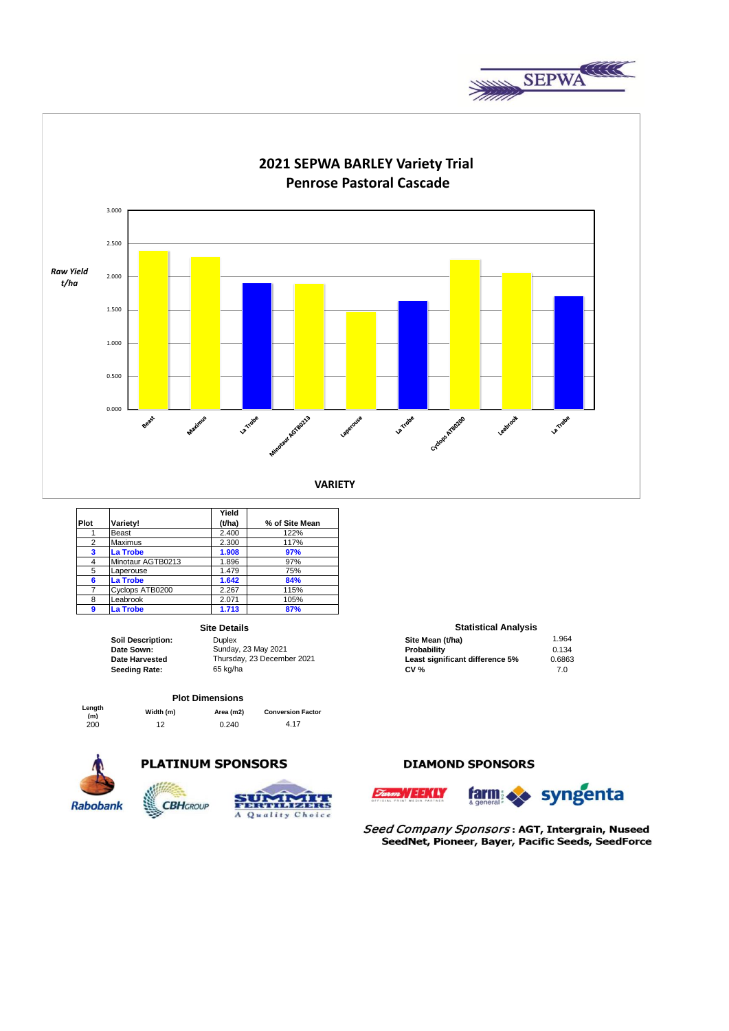# 2021 SEPWA BARLEY Variety Trial
## Penrose Pastoral Cascade

*Raw Yield t/ha*

VARIETY

| Plot | Variety! | Yield (t/ha) | % of Site Mean |
|---|---|---|---|
| 1 | Beast | 2.400 | 122% |
| 2 | Maximus | 2.300 | 117% |
| **3** | **La Trobe** | **1.908** | **97%** |
| 4 | Minotaur AGTB0213 | 1.896 | 97% |
| 5 | Laperouse | 1.479 | 75% |
| **6** | **La Trobe** | **1.642** | **84%** |
| 7 | Cyclops ATB0200 | 2.267 | 115% |
| 8 | Leabrook | 2.071 | 105% |
| **9** | **La Trobe** | **1.713** | **87%** |

### Site Details

| | |
|---|---|
| **Soil Description:** | Duplex |
| **Date Sown:** | Sunday, 23 May 2021 |
| **Date Harvested** | Thursday, 23 December 2021 |
| **Seeding Rate:** | 65 kg/ha |

### Statistical Analysis

| | |
|---|---|
| **Site Mean (t/ha)** | 1.964 |
| **Probability** | 0.134 |
| **Least significant difference 5%** | 0.6863 |
| **CV %** | 7.0 |

### Plot Dimensions

| Length (m) | Width (m) | Area (m2) | Conversion Factor |
|---|---|---|---|
| 200 | 12 | 0.240 | 4.17 |

**PLATINUM SPONSORS**

Rabobank, CBH Group, Summit Fertilizers – A Quality Choice

**DIAMOND SPONSORS**

Farm Weekly, farm & general, syngenta

*Seed Company Sponsors*: **AGT, Intergrain, Nuseed SeedNet, Pioneer, Bayer, Pacific Seeds, SeedForce**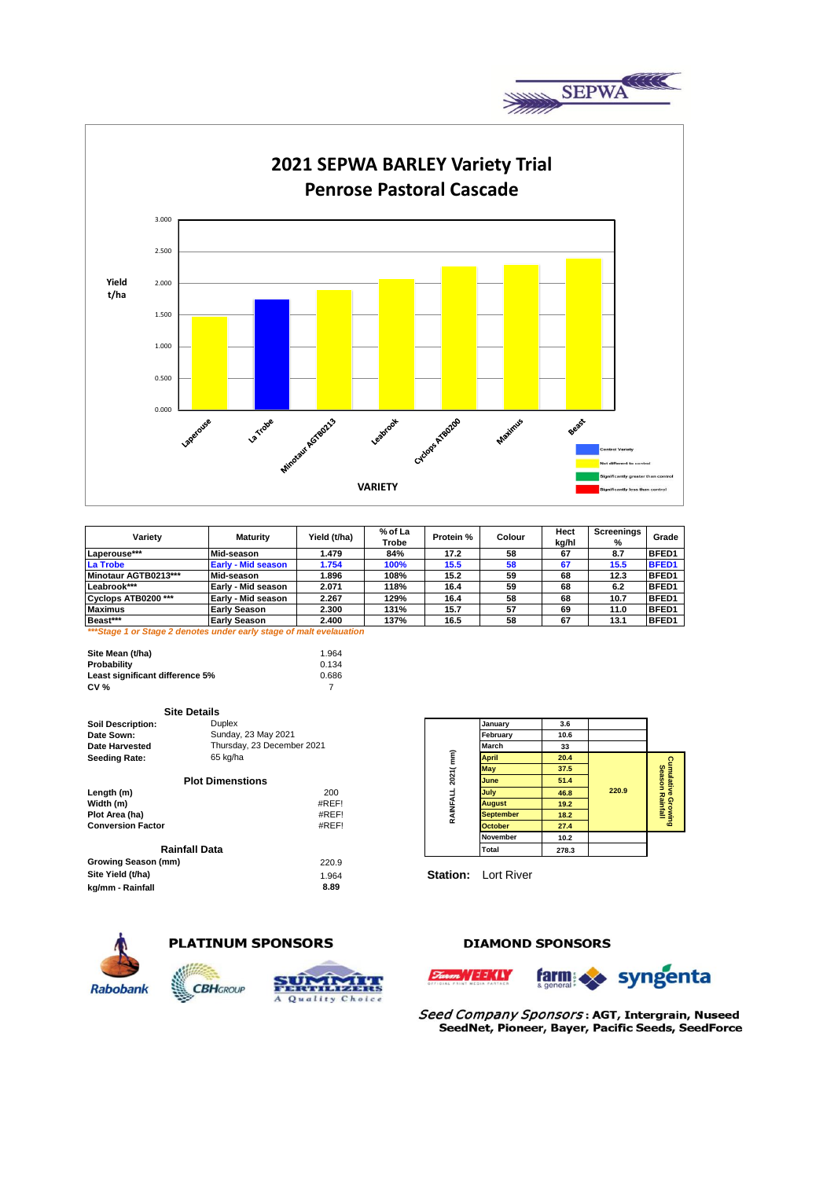SEPWA

# 2021 SEPWA BARLEY Variety Trial
## Penrose Pastoral Cascade

Yield t/ha

3.000
2.500
2.000
1.500
1.000
0.500
0.000

Laperouse
La Trobe
Minotaur AGTB0213
Leabrook
Cyclops ATB0200
Maximus
Beast

VARIETY

Control Variety
Not different to control
Significantly greater than control
Significantly less than control

| Variety | Maturity | Yield (t/ha) | % of La Trobe | Protein % | Colour | Hect kg/hl | Screenings % | Grade |
|---|---|---|---|---|---|---|---|---|
| Laperouse*** | Mid-season | 1.479 | 84% | 17.2 | 58 | 67 | 8.7 | BFED1 |
| La Trobe | Early - Mid season | 1.754 | 100% | 15.5 | 58 | 67 | 15.5 | BFED1 |
| Minotaur AGTB0213*** | Mid-season | 1.896 | 108% | 15.2 | 59 | 68 | 12.3 | BFED1 |
| Leabrook*** | Early - Mid season | 2.071 | 118% | 16.4 | 59 | 68 | 6.2 | BFED1 |
| Cyclops ATB0200 *** | Early - Mid season | 2.267 | 129% | 16.4 | 58 | 68 | 10.7 | BFED1 |
| Maximus | Early Season | 2.300 | 131% | 15.7 | 57 | 69 | 11.0 | BFED1 |
| Beast*** | Early Season | 2.400 | 137% | 16.5 | 58 | 67 | 13.1 | BFED1 |

****Stage 1 or Stage 2 denotes under early stage of malt evelauation*

| | |
|---|---|
| **Site Mean (t/ha)** | 1.964 |
| **Probability** | 0.134 |
| **Least significant difference 5%** | 0.686 |
| **CV %** | 7 |

### Site Details

| | |
|---|---|
| **Soil Description:** | Duplex |
| **Date Sown:** | Sunday, 23 May 2021 |
| **Date Harvested** | Thursday, 23 December 2021 |
| **Seeding Rate:** | 65 kg/ha |

### Plot Dimenstions

| | |
|---|---|
| **Length (m)** | 200 |
| **Width (m)** | #REF! |
| **Plot Area (ha)** | #REF! |
| **Conversion Factor** | #REF! |

### Rainfall Data

| | |
|---|---|
| **Growing Season (mm)** | 220.9 |
| **Site Yield (t/ha)** | 1.964 |
| **kg/mm - Rainfall** | 8.89 |

**RAINFALL 2021( mm)**

| Month | Rainfall | Cumulative Growing Season Rainfall |
|---|---|---|
| January | 3.6 | |
| February | 10.6 | |
| March | 33 | |
| April | 20.4 | 220.9 |
| May | 37.5 | |
| June | 51.4 | |
| July | 46.8 | |
| August | 19.2 | |
| September | 18.2 | |
| October | 27.4 | |
| November | 10.2 | |
| Total | 278.3 | |

**Station:** Lort River

**PLATINUM SPONSORS**

Rabobank, CBH GROUP, SUMMIT FERTILIZERS A Quality Choice

**DIAMOND SPONSORS**

Farm WEEKLY, farm & general, syngenta

*Seed Company Sponsors*: **AGT, Intergrain, Nuseed SeedNet, Pioneer, Bayer, Pacific Seeds, SeedForce**